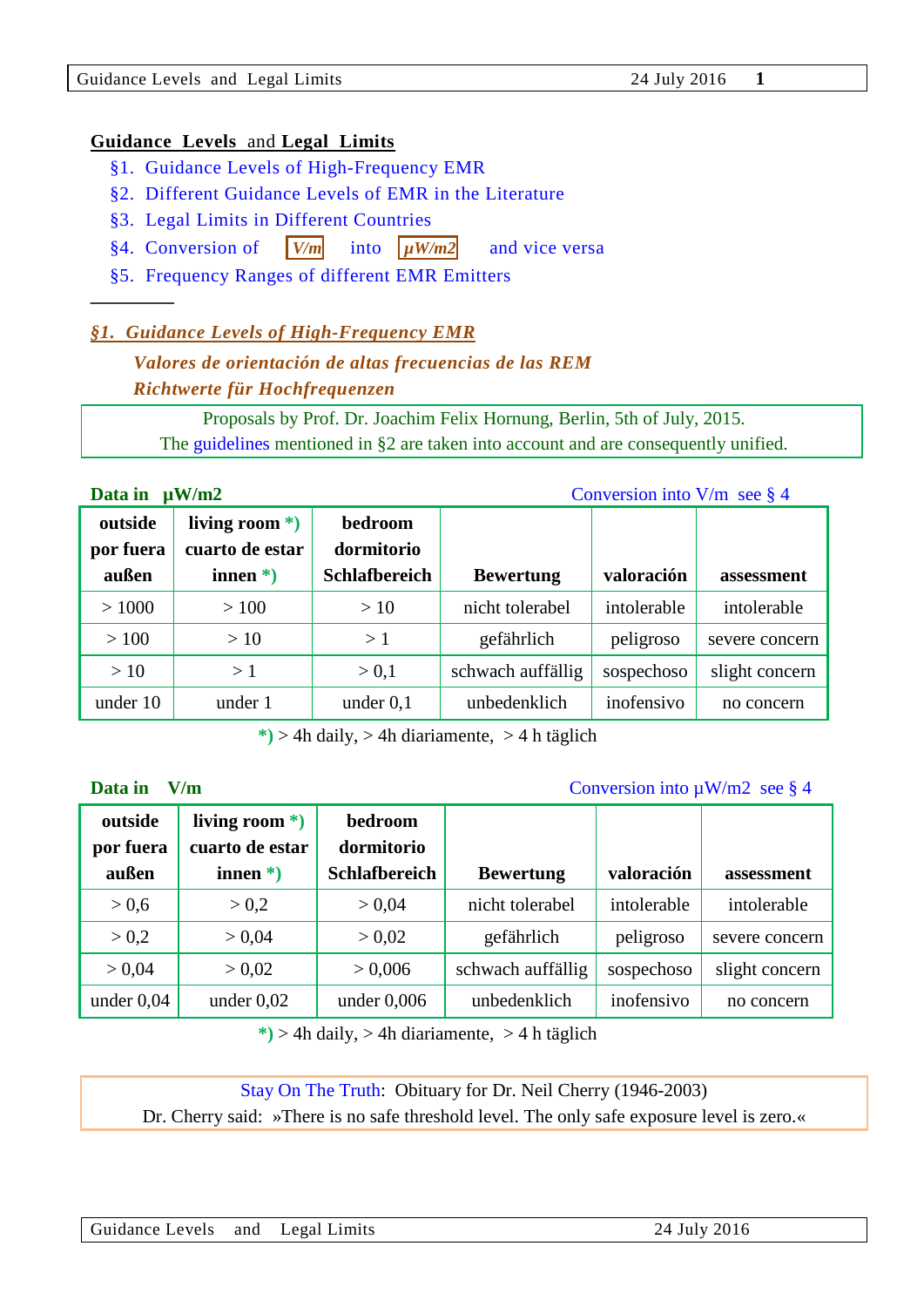## Guidance Levels and Legal Limits

- §1. Guidance Levels of High-Frequency EMR
- §2. Different Guidance Levels of EMR in the Literature
- §3. Legal Limits in Different Countries
- §4. Conversion of **V/m** into **µW/m2** and vice versa
- §5. Frequency Ranges of different EMR Emitters

---

### *§1. Guidance Levels of High-Frequency EMR*

***Valores de orientación de altas frecuencias de las REM***
***Richtwerte für Hochfrequenzen***

Proposals by Prof. Dr. Joachim Felix Hornung, Berlin, 5th of July, 2015.
The guidelines mentioned in §2 are taken into account and are consequently unified.

**Data in µW/m2** Conversion into V/m see § 4

| **outside por fuera außen** | **living room \*) cuarto de estar innen \*)** | **bedroom dormitorio Schlafbereich** | **Bewertung** | **valoración** | **assessment** |
|---|---|---|---|---|---|
| > 1000 | > 100 | > 10 | nicht tolerabel | intolerable | intolerable |
| > 100 | > 10 | > 1 | gefährlich | peligroso | severe concern |
| > 10 | > 1 | > 0,1 | schwach auffällig | sospechoso | slight concern |
| under 10 | under 1 | under 0,1 | unbedenklich | inofensivo | no concern |

*) > 4h daily, > 4h diariamente, > 4 h täglich

**Data in V/m** Conversion into µW/m2 see § 4

| **outside por fuera außen** | **living room \*) cuarto de estar innen \*)** | **bedroom dormitorio Schlafbereich** | **Bewertung** | **valoración** | **assessment** |
|---|---|---|---|---|---|
| > 0,6 | > 0,2 | > 0,04 | nicht tolerabel | intolerable | intolerable |
| > 0,2 | > 0,04 | > 0,02 | gefährlich | peligroso | severe concern |
| > 0,04 | > 0,02 | > 0,006 | schwach auffällig | sospechoso | slight concern |
| under 0,04 | under 0,02 | under 0,006 | unbedenklich | inofensivo | no concern |

*) > 4h daily, > 4h diariamente, > 4 h täglich

Stay On The Truth: Obituary for Dr. Neil Cherry (1946-2003)
Dr. Cherry said: »There is no safe threshold level. The only safe exposure level is zero.«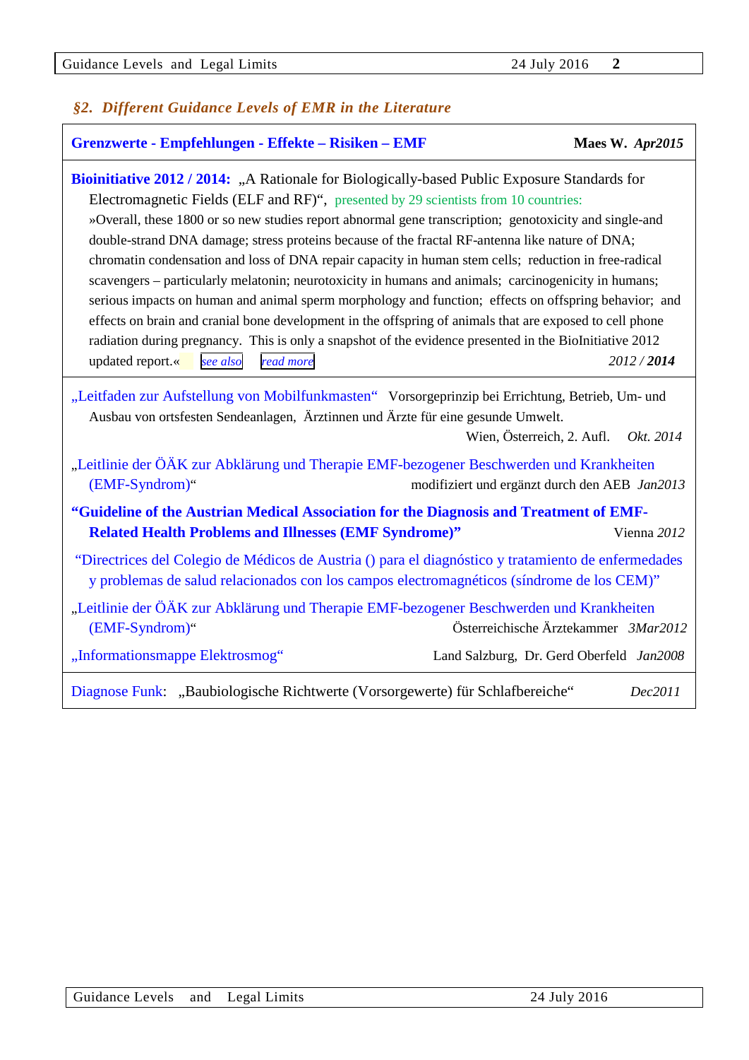## *§2. Different Guidance Levels of EMR in the Literature*

**Grenzwerte - Empfehlungen - Effekte – Risiken – EMF** **Maes W.** ***Apr2015***

**Bioinitiative 2012 / 2014:** „A Rationale for Biologically-based Public Exposure Standards for Electromagnetic Fields (ELF and RF)“, presented by 29 scientists from 10 countries:
»Overall, these 1800 or so new studies report abnormal gene transcription; genotoxicity and single-and double-strand DNA damage; stress proteins because of the fractal RF-antenna like nature of DNA; chromatin condensation and loss of DNA repair capacity in human stem cells; reduction in free-radical scavengers – particularly melatonin; neurotoxicity in humans and animals; carcinogenicity in humans; serious impacts on human and animal sperm morphology and function; effects on offspring behavior; and effects on brain and cranial bone development in the offspring of animals that are exposed to cell phone radiation during pregnancy. This is only a snapshot of the evidence presented in the BioInitiative 2012 updated report.« *see also* *read more* *2012 /* ***2014***

„Leitfaden zur Aufstellung von Mobilfunkmasten“ Vorsorgeprinzip bei Errichtung, Betrieb, Um- und Ausbau von ortsfesten Sendeanlagen, Ärztinnen und Ärzte für eine gesunde Umwelt.
Wien, Österreich, 2. Aufl. *Okt. 2014*

„Leitlinie der ÖÄK zur Abklärung und Therapie EMF-bezogener Beschwerden und Krankheiten (EMF-Syndrom)“ modifiziert und ergänzt durch den AEB *Jan2013*

**“Guideline of the Austrian Medical Association for the Diagnosis and Treatment of EMF-Related Health Problems and Illnesses (EMF Syndrome)”** Vienna *2012*

“Directrices del Colegio de Médicos de Austria () para el diagnóstico y tratamiento de enfermedades y problemas de salud relacionados con los campos electromagnéticos (síndrome de los CEM)”

„Leitlinie der ÖÄK zur Abklärung und Therapie EMF-bezogener Beschwerden und Krankheiten (EMF-Syndrom)“ Österreichische Ärztekammer *3Mar2012*

„Informationsmappe Elektrosmog“ Land Salzburg, Dr. Gerd Oberfeld *Jan2008*

Diagnose Funk: „Baubiologische Richtwerte (Vorsorgewerte) für Schlafbereiche“ *Dec2011*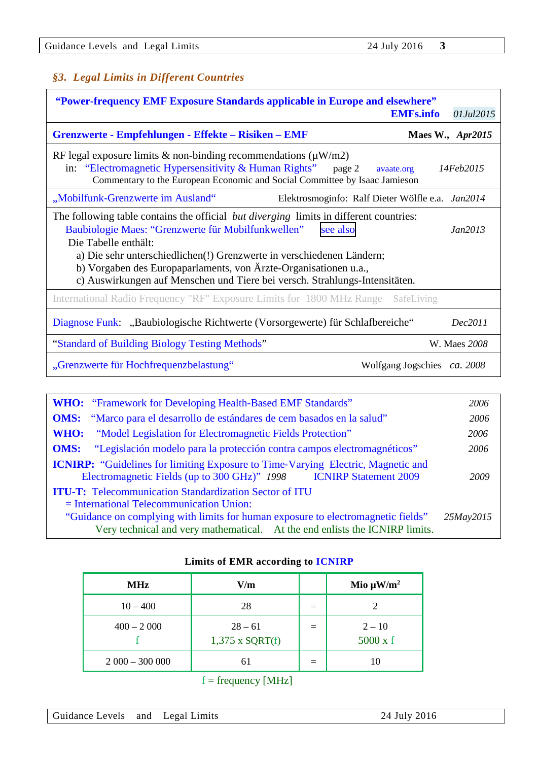## §3. *Legal Limits in Different Countries*

**"Power-frequency EMF Exposure Standards applicable in Europe and elsewhere"**
**EMFs.info** *01Jul2015*

**Grenzwerte - Empfehlungen - Effekte – Risiken – EMF** **Maes W.,** ***Apr2015***

RF legal exposure limits & non-binding recommendations (µW/m2)
in: "Electromagnetic Hypersensitivity & Human Rights" page 2 avaate.org *14Feb2015*
Commentary to the European Economic and Social Committee by Isaac Jamieson

„Mobilfunk-Grenzwerte im Ausland" Elektrosmoginfo: Ralf Dieter Wölfle e.a. *Jan2014*

The following table contains the official *but diverging* limits in different countries:
Baubiologie Maes: "Grenzwerte für Mobilfunkwellen" see also *Jan2013*
Die Tabelle enthält:
a) Die sehr unterschiedlichen(!) Grenzwerte in verschiedenen Ländern;
b) Vorgaben des Europaparlaments, von Ärzte-Organisationen u.a.,
c) Auswirkungen auf Menschen und Tiere bei versch. Strahlungs-Intensitäten.

International Radio Frequency "RF" Exposure Limits for 1800 MHz Range SafeLiving

Diagnose Funk: „Baubiologische Richtwerte (Vorsorgewerte) für Schlafbereiche" *Dec2011*

"Standard of Building Biology Testing Methods" W. Maes *2008*

„Grenzwerte für Hochfrequenzbelastung" Wolfgang Jogschies *ca. 2008*

---

**WHO:** "Framework for Developing Health-Based EMF Standards" *2006*
**OMS:** "Marco para el desarrollo de estándares de cem basados en la salud" *2006*
**WHO:** "Model Legislation for Electromagnetic Fields Protection" *2006*
**OMS:** "Legislación modelo para la protección contra campos electromagnéticos" *2006*
**ICNIRP:** "Guidelines for limiting Exposure to Time-Varying Electric, Magnetic and Electromagnetic Fields (up to 300 GHz)" *1998* ICNIRP Statement 2009 *2009*
**ITU-T:** Telecommunication Standardization Sector of ITU
= International Telecommunication Union:
"Guidance on complying with limits for human exposure to electromagnetic fields" *25May2015*
Very technical and very mathematical. At the end enlists the ICNIRP limits.

**Limits of EMR according to ICNIRP**

| MHz | V/m | | Mio µW/m² |
|---|---|---|---|
| 10 – 400 | 28 | = | 2 |
| 400 – 2 000<br>f | 28 – 61<br>1,375 x SQRT(f) | = | 2 – 10<br>5000 x f |
| 2 000 – 300 000 | 61 | = | 10 |

f = frequency [MHz]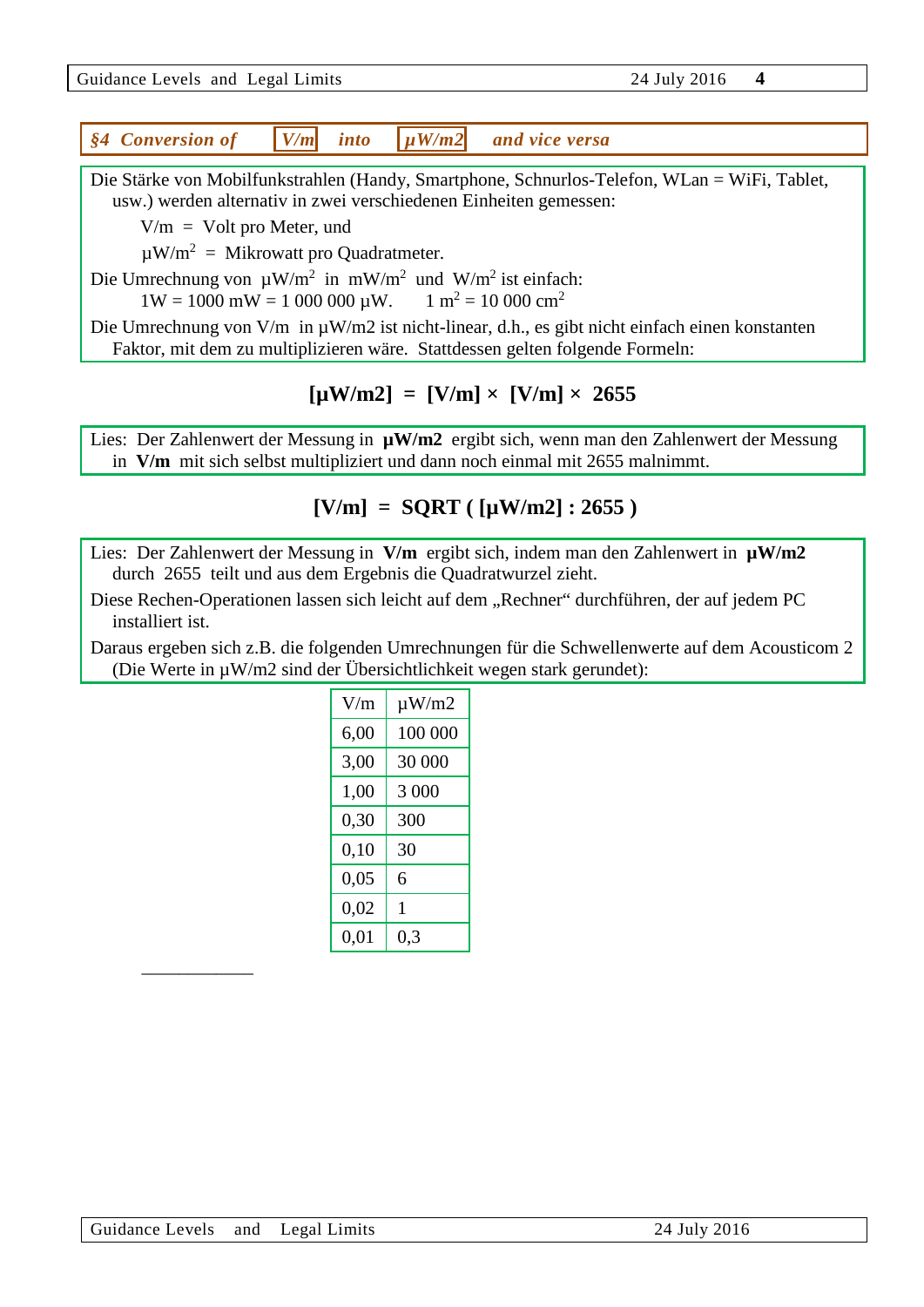## §4 Conversion of V/m into µW/m2 and vice versa

Die Stärke von Mobilfunkstrahlen (Handy, Smartphone, Schnurlos-Telefon, WLan = WiFi, Tablet, usw.) werden alternativ in zwei verschiedenen Einheiten gemessen:

V/m = Volt pro Meter, und

µW/m$^2$ = Mikrowatt pro Quadratmeter.

Die Umrechnung von µW/m$^2$ in mW/m$^2$ und W/m$^2$ ist einfach:

1W = 1000 mW = 1 000 000 µW.   1 m$^2$ = 10 000 cm$^2$

Die Umrechnung von V/m in µW/m2 ist nicht-linear, d.h., es gibt nicht einfach einen konstanten Faktor, mit dem zu multiplizieren wäre. Stattdessen gelten folgende Formeln:

$$[\mu W/m2] = [V/m] \times [V/m] \times 2655$$

Lies: Der Zahlenwert der Messung in **µW/m2** ergibt sich, wenn man den Zahlenwert der Messung in **V/m** mit sich selbst multipliziert und dann noch einmal mit 2655 malnimmt.

$$[V/m] = SQRT\ ( [\mu W/m2] : 2655 )$$

Lies: Der Zahlenwert der Messung in **V/m** ergibt sich, indem man den Zahlenwert in **µW/m2** durch 2655 teilt und aus dem Ergebnis die Quadratwurzel zieht.

Diese Rechen-Operationen lassen sich leicht auf dem „Rechner“ durchführen, der auf jedem PC installiert ist.

Daraus ergeben sich z.B. die folgenden Umrechnungen für die Schwellenwerte auf dem Acousticom 2 (Die Werte in µW/m2 sind der Übersichtlichkeit wegen stark gerundet):

| V/m | µW/m2 |
|---|---|
| 6,00 | 100 000 |
| 3,00 | 30 000 |
| 1,00 | 3 000 |
| 0,30 | 300 |
| 0,10 | 30 |
| 0,05 | 6 |
| 0,02 | 1 |
| 0,01 | 0,3 |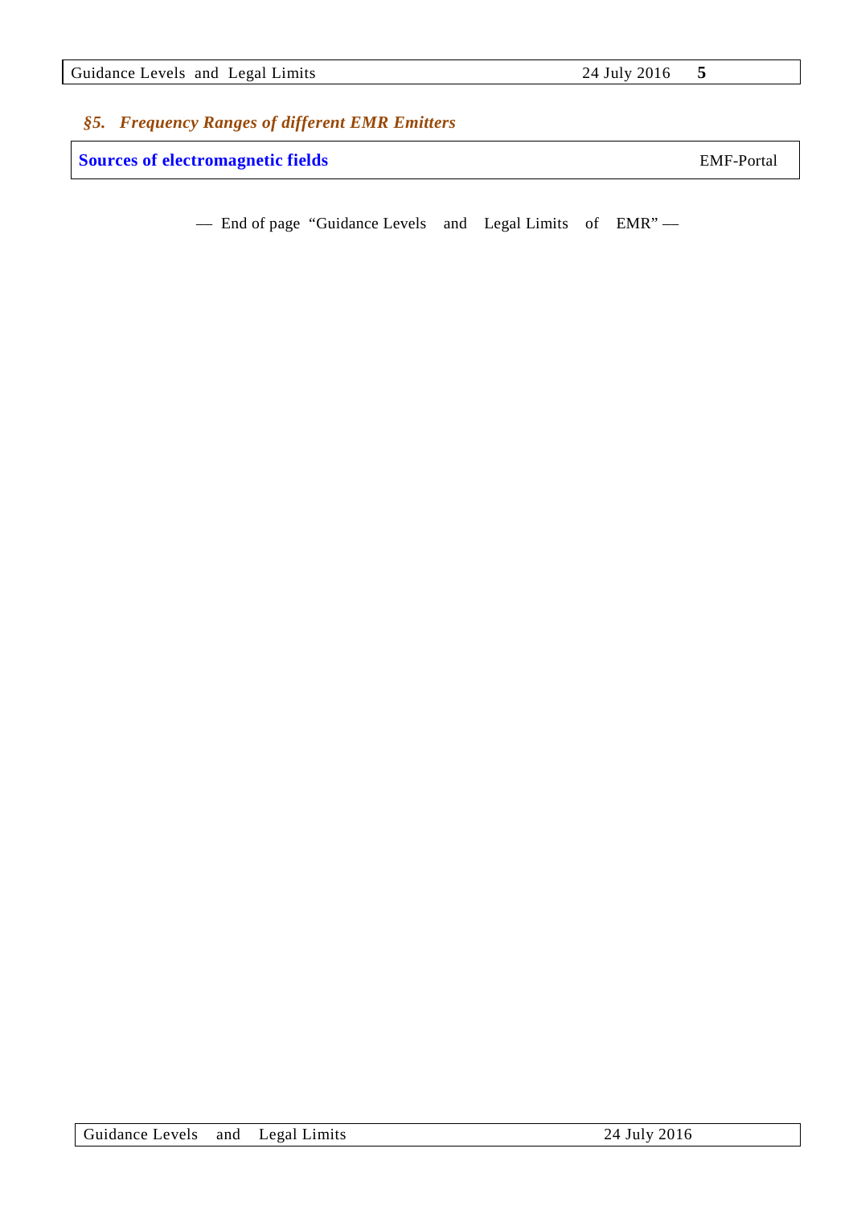## §5. *Frequency Ranges of different EMR Emitters*

| | |
|---|---|
| **Sources of electromagnetic fields** | EMF-Portal |

— End of page "Guidance Levels and Legal Limits of EMR" —